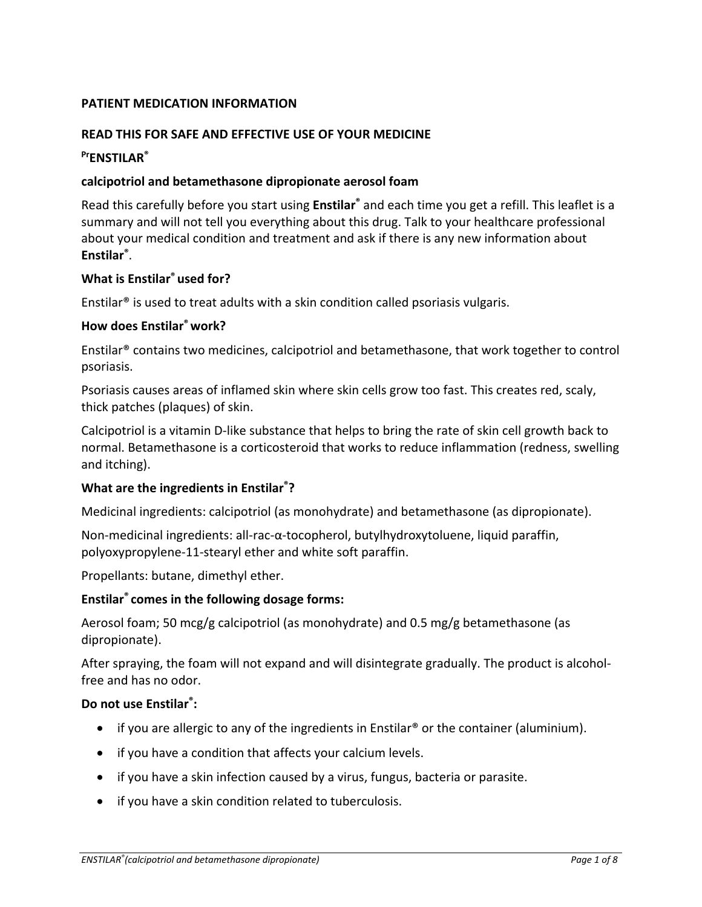**PATIENT MEDICATION INFORMATION**

**READ THIS FOR SAFE AND EFFECTIVE USE OF YOUR MEDICINE**

**PrENSTILAR®**

**calcipotriol and betamethasone dipropionate aerosol foam**

Read this carefully before you start using **Enstilar®** and each time you get a refill. This leaflet is a summary and will not tell you everything about this drug. Talk to your healthcare professional about your medical condition and treatment and ask if there is any new information about **Enstilar®**.

**What is Enstilar® used for?**

Enstilar® is used to treat adults with a skin condition called psoriasis vulgaris.

**How does Enstilar® work?**

Enstilar® contains two medicines, calcipotriol and betamethasone, that work together to control psoriasis.

Psoriasis causes areas of inflamed skin where skin cells grow too fast. This creates red, scaly, thick patches (plaques) of skin.

Calcipotriol is a vitamin D-like substance that helps to bring the rate of skin cell growth back to normal. Betamethasone is a corticosteroid that works to reduce inflammation (redness, swelling and itching).

**What are the ingredients in Enstilar®?**

Medicinal ingredients: calcipotriol (as monohydrate) and betamethasone (as dipropionate).

Non-medicinal ingredients: all-rac-α-tocopherol, butylhydroxytoluene, liquid paraffin, polyoxypropylene-11-stearyl ether and white soft paraffin.

Propellants: butane, dimethyl ether.

**Enstilar® comes in the following dosage forms:**

Aerosol foam; 50 mcg/g calcipotriol (as monohydrate) and 0.5 mg/g betamethasone (as dipropionate).

After spraying, the foam will not expand and will disintegrate gradually. The product is alcohol-free and has no odor.

**Do not use Enstilar®:**

- if you are allergic to any of the ingredients in Enstilar® or the container (aluminium).
- if you have a condition that affects your calcium levels.
- if you have a skin infection caused by a virus, fungus, bacteria or parasite.
- if you have a skin condition related to tuberculosis.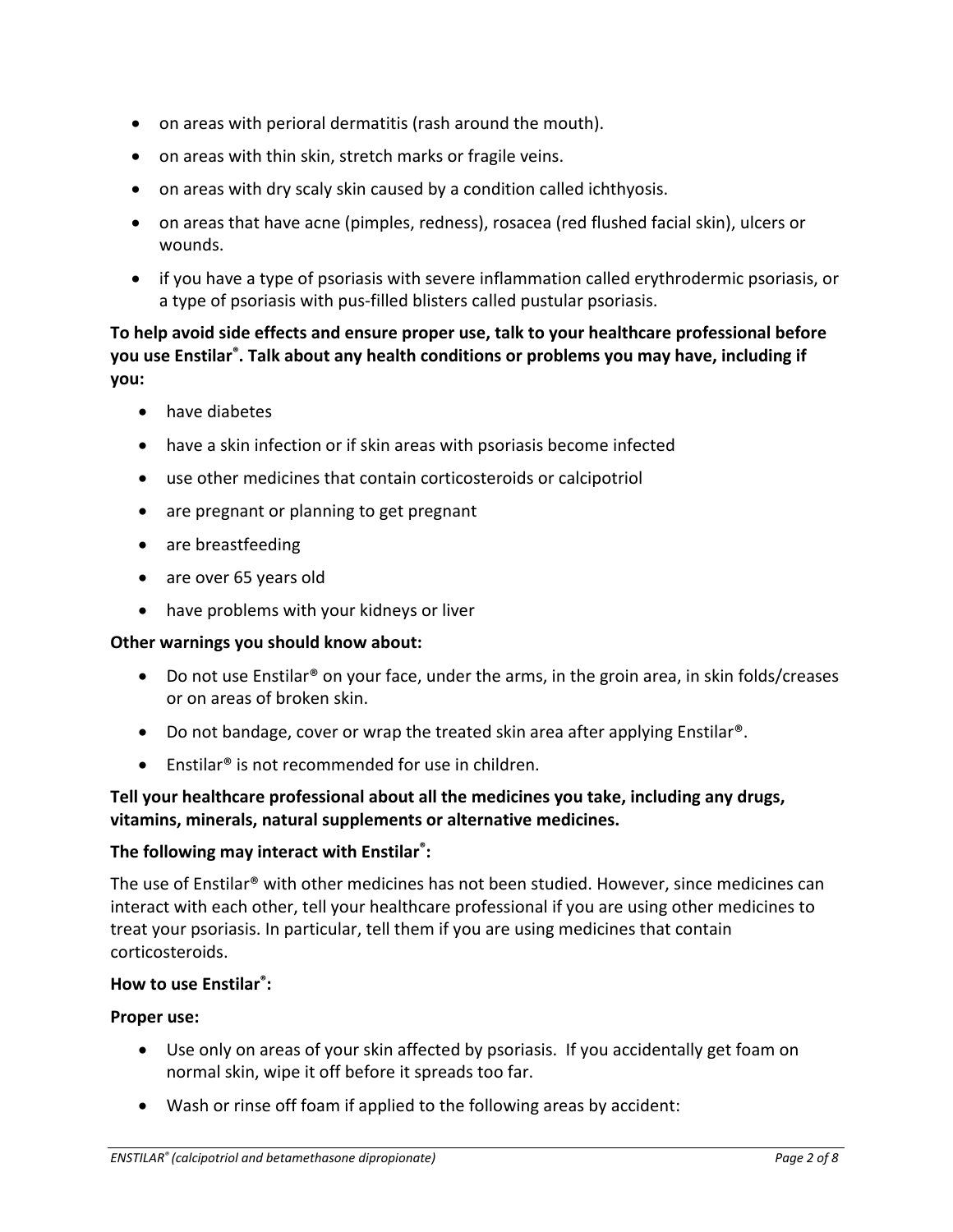- on areas with perioral dermatitis (rash around the mouth).
- on areas with thin skin, stretch marks or fragile veins.
- on areas with dry scaly skin caused by a condition called ichthyosis.
- on areas that have acne (pimples, redness), rosacea (red flushed facial skin), ulcers or wounds.
- if you have a type of psoriasis with severe inflammation called erythrodermic psoriasis, or a type of psoriasis with pus-filled blisters called pustular psoriasis.

**To help avoid side effects and ensure proper use, talk to your healthcare professional before you use Enstilar®. Talk about any health conditions or problems you may have, including if you:**

- have diabetes
- have a skin infection or if skin areas with psoriasis become infected
- use other medicines that contain corticosteroids or calcipotriol
- are pregnant or planning to get pregnant
- are breastfeeding
- are over 65 years old
- have problems with your kidneys or liver

**Other warnings you should know about:**

- Do not use Enstilar® on your face, under the arms, in the groin area, in skin folds/creases or on areas of broken skin.
- Do not bandage, cover or wrap the treated skin area after applying Enstilar®.
- Enstilar® is not recommended for use in children.

**Tell your healthcare professional about all the medicines you take, including any drugs, vitamins, minerals, natural supplements or alternative medicines.**

**The following may interact with Enstilar®:**

The use of Enstilar® with other medicines has not been studied. However, since medicines can interact with each other, tell your healthcare professional if you are using other medicines to treat your psoriasis. In particular, tell them if you are using medicines that contain corticosteroids.

**How to use Enstilar®:**

**Proper use:**

- Use only on areas of your skin affected by psoriasis. If you accidentally get foam on normal skin, wipe it off before it spreads too far.
- Wash or rinse off foam if applied to the following areas by accident: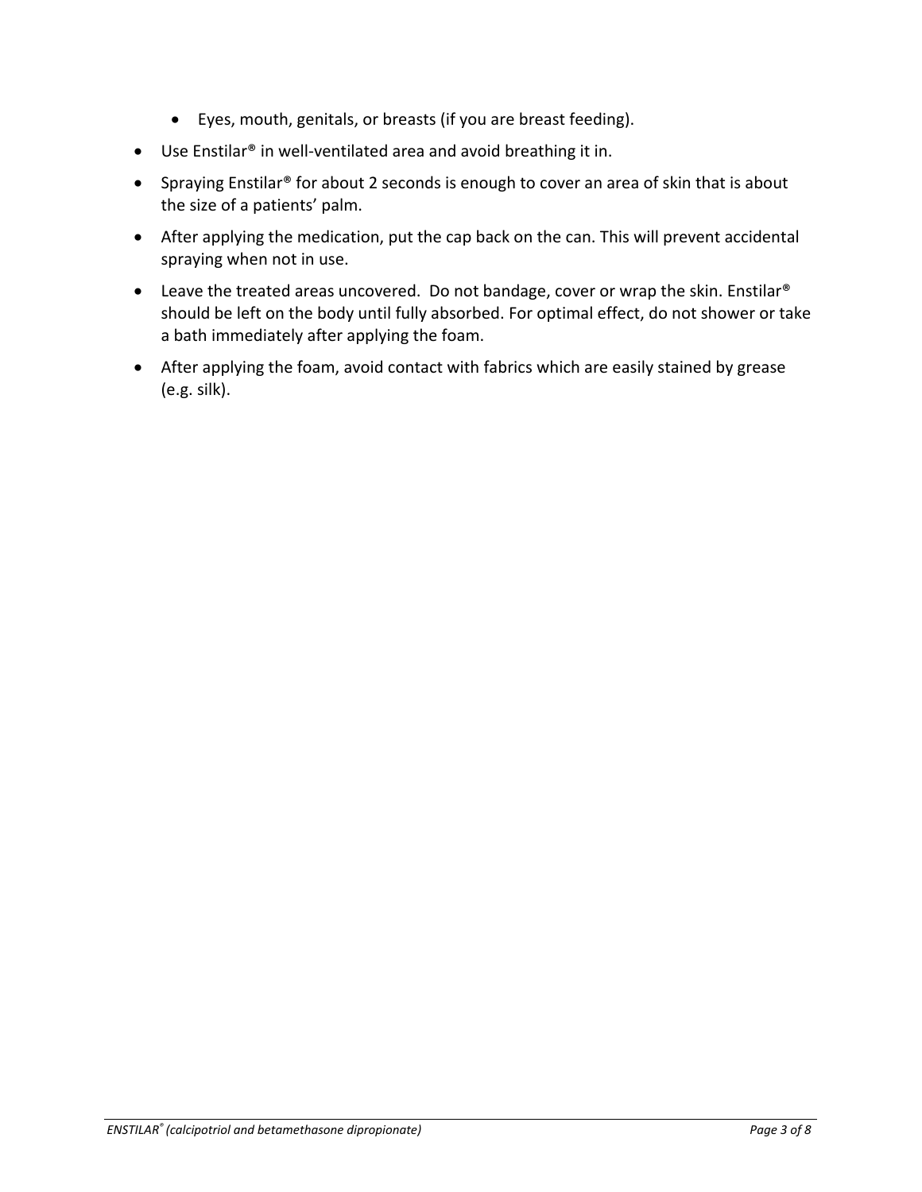- Eyes, mouth, genitals, or breasts (if you are breast feeding).
- Use Enstilar® in well-ventilated area and avoid breathing it in.
- Spraying Enstilar® for about 2 seconds is enough to cover an area of skin that is about the size of a patients' palm.
- After applying the medication, put the cap back on the can. This will prevent accidental spraying when not in use.
- Leave the treated areas uncovered. Do not bandage, cover or wrap the skin. Enstilar® should be left on the body until fully absorbed. For optimal effect, do not shower or take a bath immediately after applying the foam.
- After applying the foam, avoid contact with fabrics which are easily stained by grease (e.g. silk).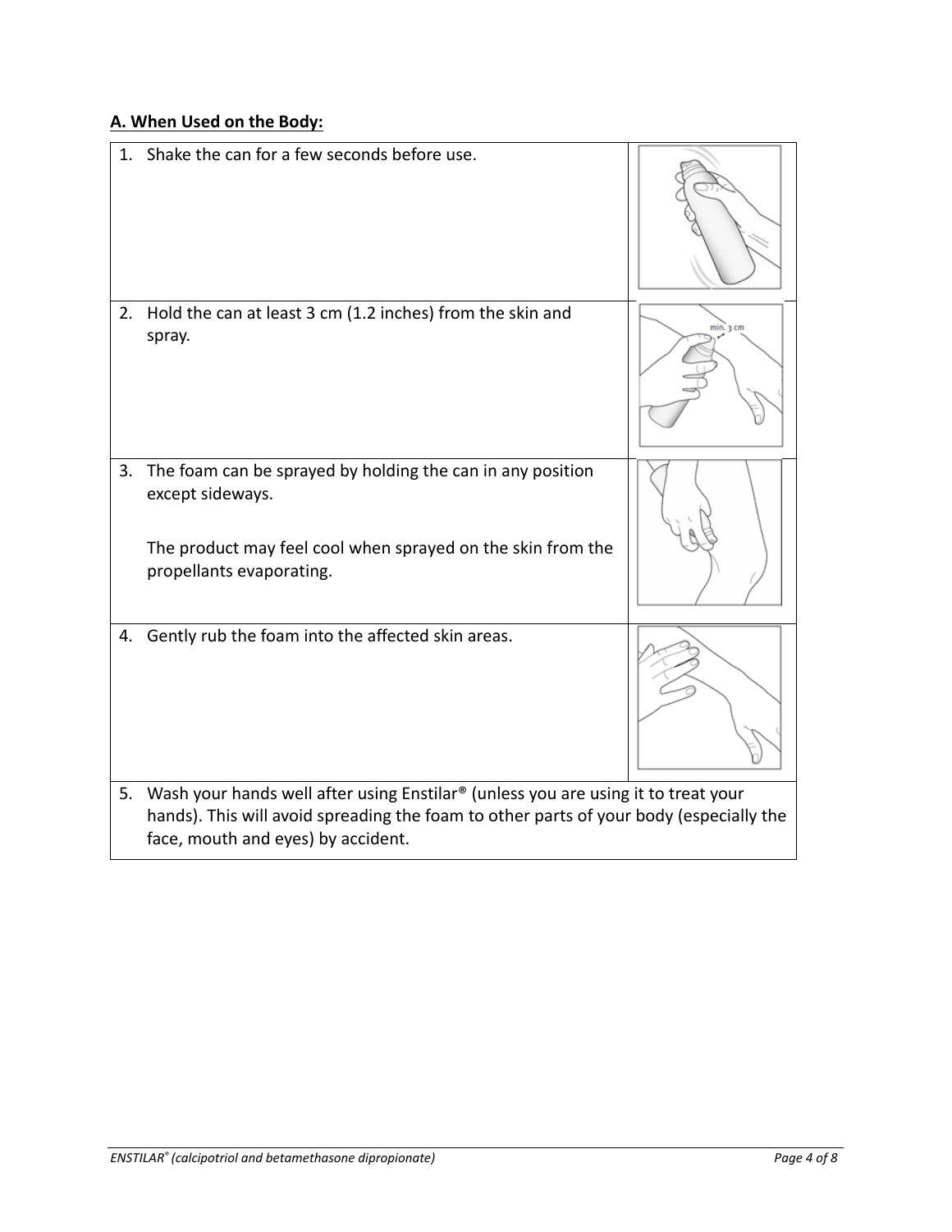**A. When Used on the Body:**

1. Shake the can for a few seconds before use.

2. Hold the can at least 3 cm (1.2 inches) from the skin and spray.

3. The foam can be sprayed by holding the can in any position except sideways.

   The product may feel cool when sprayed on the skin from the propellants evaporating.

4. Gently rub the foam into the affected skin areas.

5. Wash your hands well after using Enstilar® (unless you are using it to treat your hands). This will avoid spreading the foam to other parts of your body (especially the face, mouth and eyes) by accident.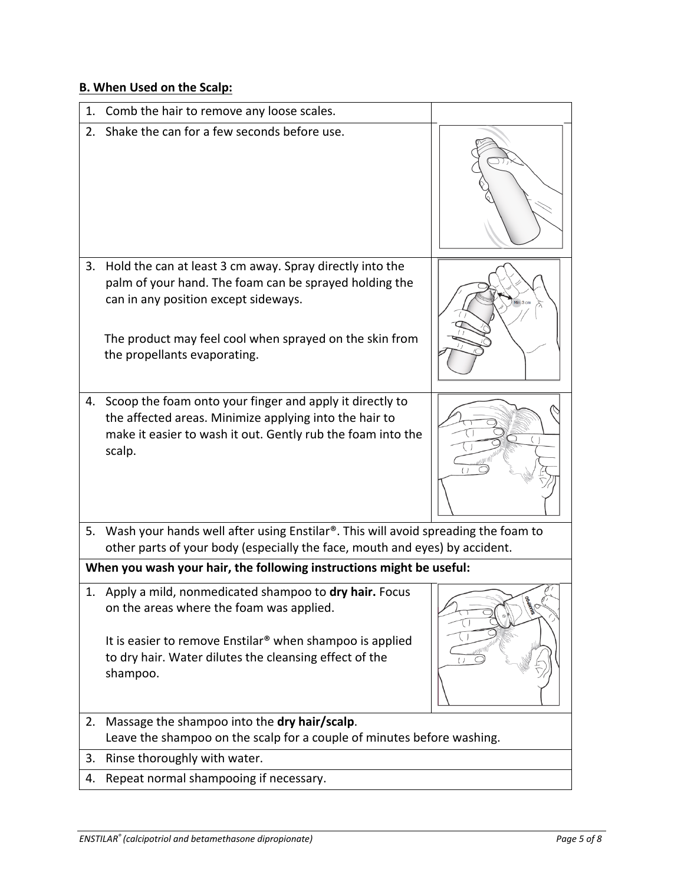## B. When Used on the Scalp:

1. Comb the hair to remove any loose scales.
2. Shake the can for a few seconds before use.
3. Hold the can at least 3 cm away. Spray directly into the palm of your hand. The foam can be sprayed holding the can in any position except sideways.

   The product may feel cool when sprayed on the skin from the propellants evaporating.
4. Scoop the foam onto your finger and apply it directly to the affected areas. Minimize applying into the hair to make it easier to wash it out. Gently rub the foam into the scalp.
5. Wash your hands well after using Enstilar®. This will avoid spreading the foam to other parts of your body (especially the face, mouth and eyes) by accident.

**When you wash your hair, the following instructions might be useful:**

1. Apply a mild, nonmedicated shampoo to **dry hair.** Focus on the areas where the foam was applied.

   It is easier to remove Enstilar® when shampoo is applied to dry hair. Water dilutes the cleansing effect of the shampoo.
2. Massage the shampoo into the **dry hair/scalp**.
   Leave the shampoo on the scalp for a couple of minutes before washing.
3. Rinse thoroughly with water.
4. Repeat normal shampooing if necessary.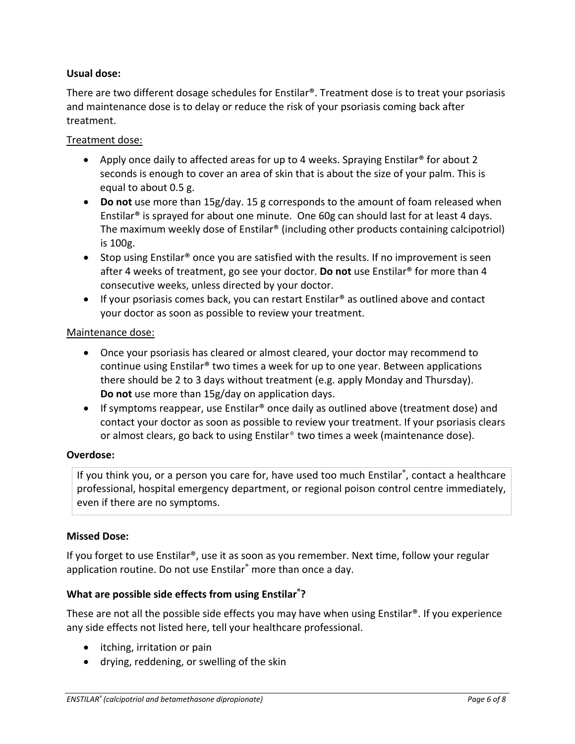**Usual dose:**

There are two different dosage schedules for Enstilar®. Treatment dose is to treat your psoriasis and maintenance dose is to delay or reduce the risk of your psoriasis coming back after treatment.

Treatment dose:

- Apply once daily to affected areas for up to 4 weeks. Spraying Enstilar® for about 2 seconds is enough to cover an area of skin that is about the size of your palm. This is equal to about 0.5 g.
- **Do not** use more than 15g/day. 15 g corresponds to the amount of foam released when Enstilar® is sprayed for about one minute. One 60g can should last for at least 4 days. The maximum weekly dose of Enstilar® (including other products containing calcipotriol) is 100g.
- Stop using Enstilar® once you are satisfied with the results. If no improvement is seen after 4 weeks of treatment, go see your doctor. **Do not** use Enstilar® for more than 4 consecutive weeks, unless directed by your doctor.
- If your psoriasis comes back, you can restart Enstilar® as outlined above and contact your doctor as soon as possible to review your treatment.

Maintenance dose:

- Once your psoriasis has cleared or almost cleared, your doctor may recommend to continue using Enstilar® two times a week for up to one year. Between applications there should be 2 to 3 days without treatment (e.g. apply Monday and Thursday). **Do not** use more than 15g/day on application days.
- If symptoms reappear, use Enstilar® once daily as outlined above (treatment dose) and contact your doctor as soon as possible to review your treatment. If your psoriasis clears or almost clears, go back to using Enstilar® two times a week (maintenance dose).

**Overdose:**

If you think you, or a person you care for, have used too much Enstilar®, contact a healthcare professional, hospital emergency department, or regional poison control centre immediately, even if there are no symptoms.

**Missed Dose:**

If you forget to use Enstilar®, use it as soon as you remember. Next time, follow your regular application routine. Do not use Enstilar® more than once a day.

**What are possible side effects from using Enstilar®?**

These are not all the possible side effects you may have when using Enstilar®. If you experience any side effects not listed here, tell your healthcare professional.

- itching, irritation or pain
- drying, reddening, or swelling of the skin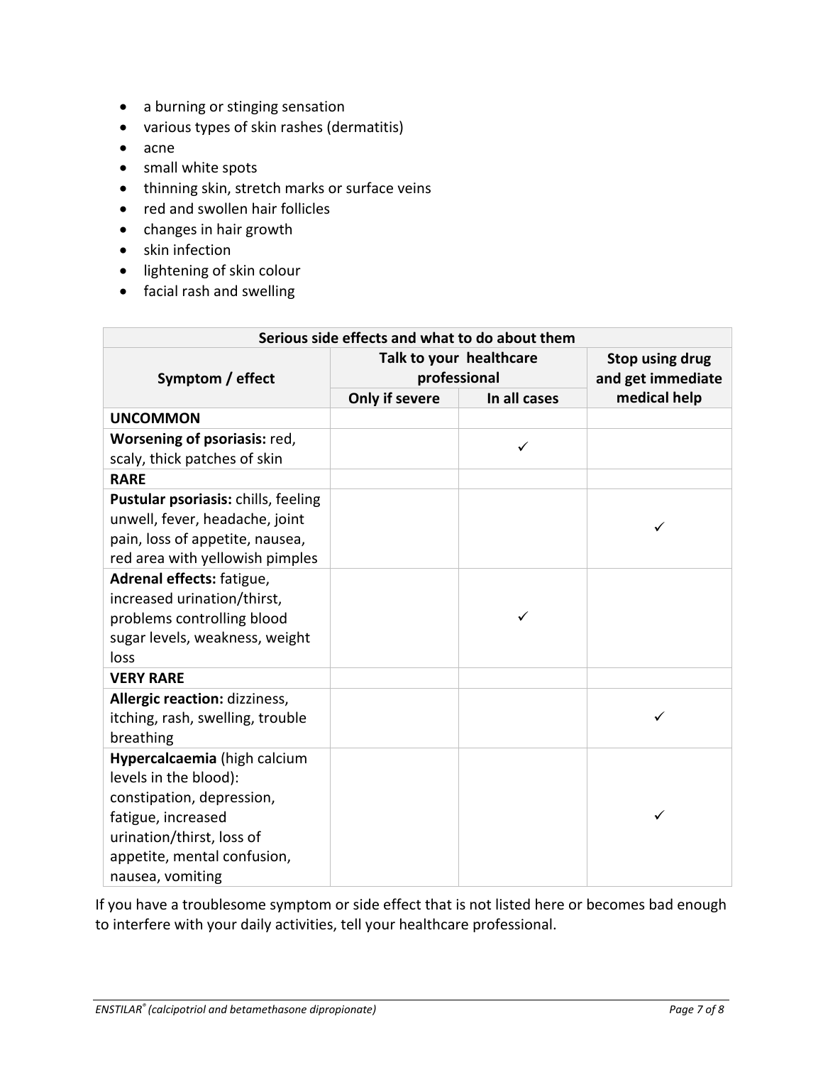- a burning or stinging sensation
- various types of skin rashes (dermatitis)
- acne
- small white spots
- thinning skin, stretch marks or surface veins
- red and swollen hair follicles
- changes in hair growth
- skin infection
- lightening of skin colour
- facial rash and swelling

| Serious side effects and what to do about them | | | |
|---|---|---|---|
| Symptom / effect | Talk to your healthcare professional | | Stop using drug and get immediate medical help |
| | Only if severe | In all cases | |
| **UNCOMMON** | | | |
| **Worsening of psoriasis:** red, scaly, thick patches of skin | | ✓ | |
| **RARE** | | | |
| **Pustular psoriasis:** chills, feeling unwell, fever, headache, joint pain, loss of appetite, nausea, red area with yellowish pimples | | | ✓ |
| **Adrenal effects:** fatigue, increased urination/thirst, problems controlling blood sugar levels, weakness, weight loss | | ✓ | |
| **VERY RARE** | | | |
| **Allergic reaction:** dizziness, itching, rash, swelling, trouble breathing | | | ✓ |
| **Hypercalcaemia** (high calcium levels in the blood): constipation, depression, fatigue, increased urination/thirst, loss of appetite, mental confusion, nausea, vomiting | | | ✓ |

If you have a troublesome symptom or side effect that is not listed here or becomes bad enough to interfere with your daily activities, tell your healthcare professional.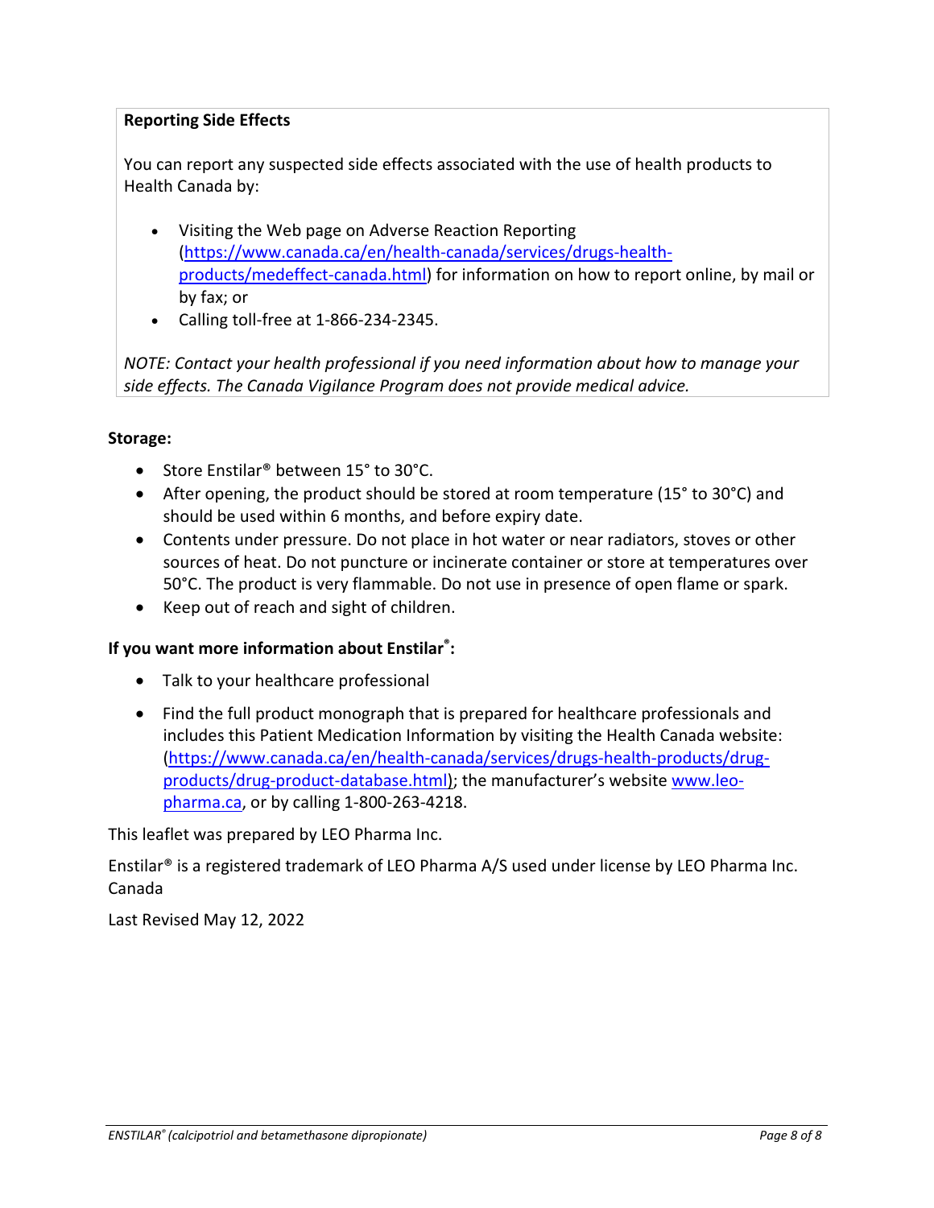**Reporting Side Effects**

You can report any suspected side effects associated with the use of health products to Health Canada by:

- Visiting the Web page on Adverse Reaction Reporting (https://www.canada.ca/en/health-canada/services/drugs-health-products/medeffect-canada.html) for information on how to report online, by mail or by fax; or
- Calling toll-free at 1-866-234-2345.

*NOTE: Contact your health professional if you need information about how to manage your side effects. The Canada Vigilance Program does not provide medical advice.*

**Storage:**

- Store Enstilar® between 15° to 30°C.
- After opening, the product should be stored at room temperature (15° to 30°C) and should be used within 6 months, and before expiry date.
- Contents under pressure. Do not place in hot water or near radiators, stoves or other sources of heat. Do not puncture or incinerate container or store at temperatures over 50°C. The product is very flammable. Do not use in presence of open flame or spark.
- Keep out of reach and sight of children.

**If you want more information about Enstilar®:**

- Talk to your healthcare professional
- Find the full product monograph that is prepared for healthcare professionals and includes this Patient Medication Information by visiting the Health Canada website: (https://www.canada.ca/en/health-canada/services/drugs-health-products/drug-products/drug-product-database.html); the manufacturer's website www.leo-pharma.ca, or by calling 1-800-263-4218.

This leaflet was prepared by LEO Pharma Inc.

Enstilar® is a registered trademark of LEO Pharma A/S used under license by LEO Pharma Inc. Canada

Last Revised May 12, 2022